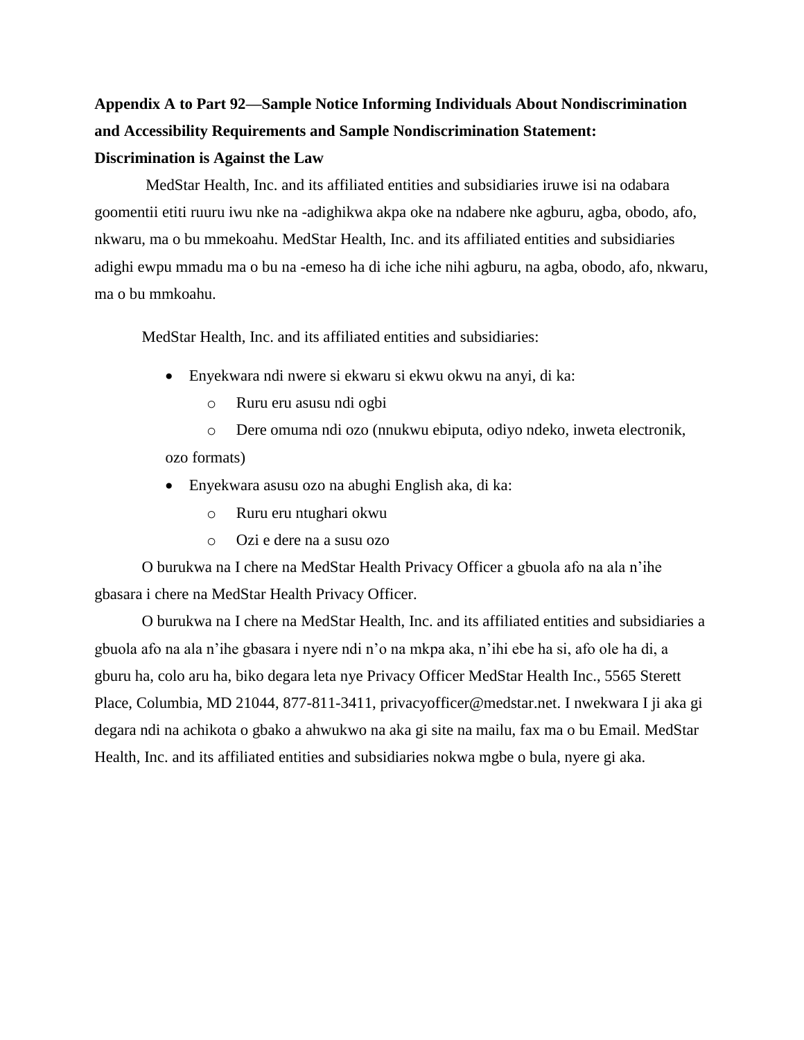**Appendix A to Part 92—Sample Notice Informing Individuals About Nondiscrimination and Accessibility Requirements and Sample Nondiscrimination Statement: Discrimination is Against the Law**

MedStar Health, Inc. and its affiliated entities and subsidiaries iruwe isi na odabara goomentii etiti ruuru iwu nke na -adighikwa akpa oke na ndabere nke agburu, agba, obodo, afo, nkwaru, ma o bu mmekoahu. MedStar Health, Inc. and its affiliated entities and subsidiaries adighi ewpu mmadu ma o bu na -emeso ha di iche iche nihi agburu, na agba, obodo, afo, nkwaru, ma o bu mmkoahu.

MedStar Health, Inc. and its affiliated entities and subsidiaries:

- Enyekwara ndi nwere si ekwaru si ekwu okwu na anyi, di ka:
  - Ruru eru asusu ndi ogbi
  - Dere omuma ndi ozo (nnukwu ebiputa, odiyo ndeko, inweta electronik, ozo formats)
- Enyekwara asusu ozo na abughi English aka, di ka:
  - Ruru eru ntughari okwu
  - Ozi e dere na a susu ozo

O burukwa na I chere na MedStar Health Privacy Officer a gbuola afo na ala n'ihe gbasara i chere na MedStar Health Privacy Officer.

O burukwa na I chere na MedStar Health, Inc. and its affiliated entities and subsidiaries a gbuola afo na ala n'ihe gbasara i nyere ndi n'o na mkpa aka, n'ihi ebe ha si, afo ole ha di, a gburu ha, colo aru ha, biko degara leta nye Privacy Officer MedStar Health Inc., 5565 Sterett Place, Columbia, MD 21044, 877-811-3411, privacyofficer@medstar.net. I nwekwara I ji aka gi degara ndi na achikota o gbako a ahwukwo na aka gi site na mailu, fax ma o bu Email. MedStar Health, Inc. and its affiliated entities and subsidiaries nokwa mgbe o bula, nyere gi aka.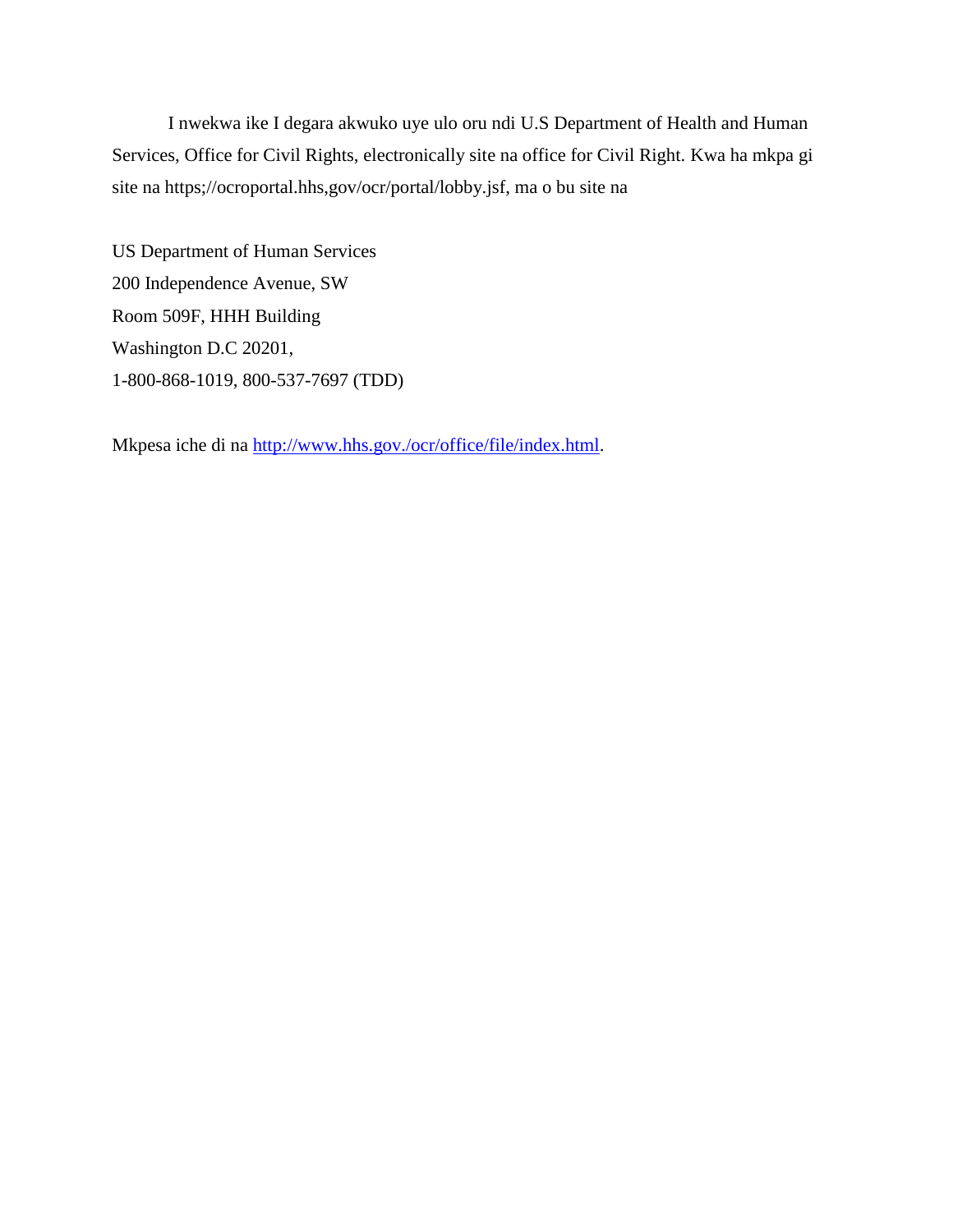I nwekwa ike I degara akwuko uye ulo oru ndi U.S Department of Health and Human Services, Office for Civil Rights, electronically site na office for Civil Right. Kwa ha mkpa gi site na https;//ocroportal.hhs,gov/ocr/portal/lobby.jsf, ma o bu site na

US Department of Human Services
200 Independence Avenue, SW
Room 509F, HHH Building
Washington D.C 20201,
1-800-868-1019, 800-537-7697 (TDD)

Mkpesa iche di na [http://www.hhs.gov./ocr/office/file/index.html](http://www.hhs.gov./ocr/office/file/index.html).